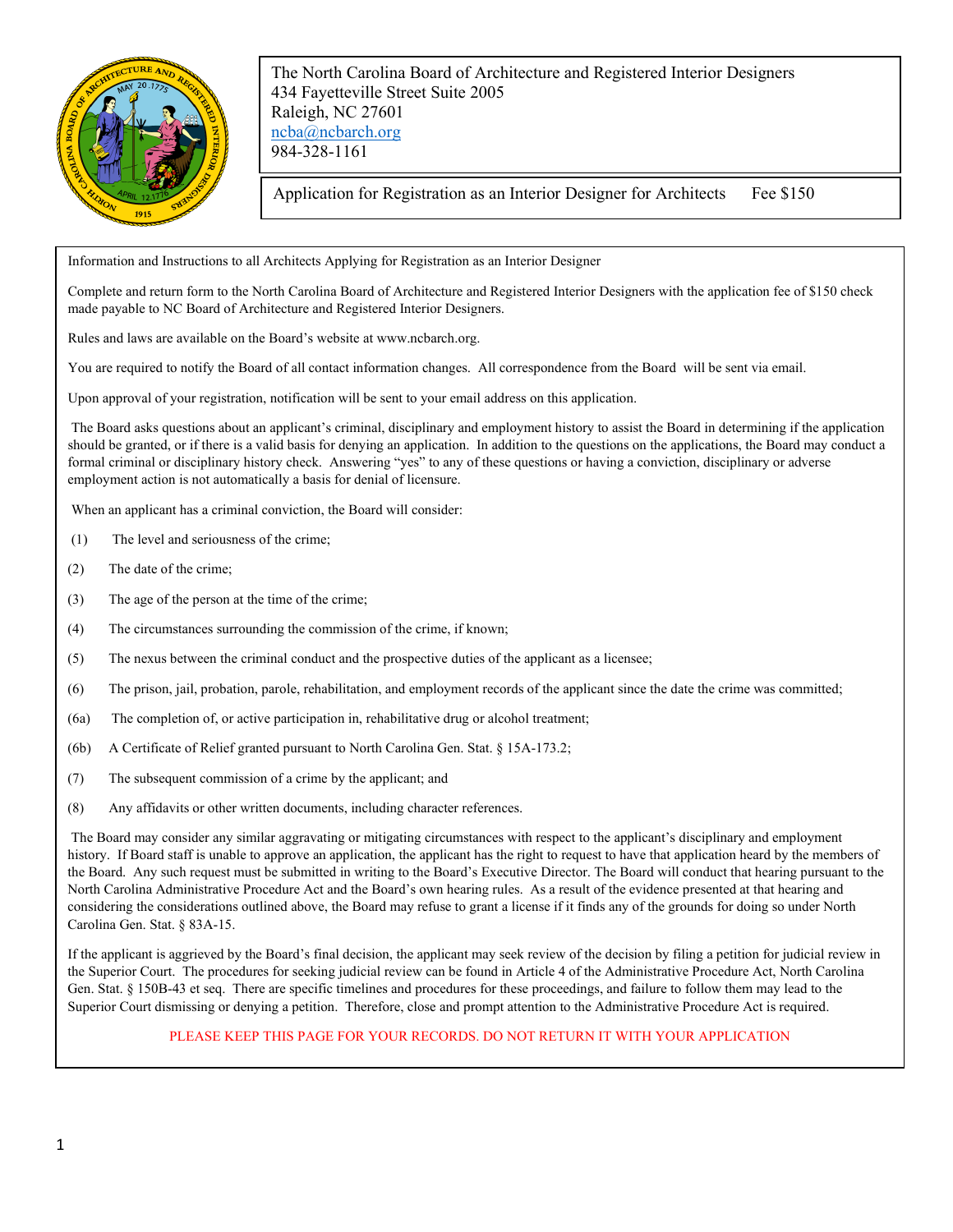The North Carolina Board of Architecture and Registered Interior Designers
434 Fayetteville Street Suite 2005
Raleigh, NC 27601
ncba@ncbarch.org
984-328-1161

Application for Registration as an Interior Designer for Architects Fee $150

Information and Instructions to all Architects Applying for Registration as an Interior Designer

Complete and return form to the North Carolina Board of Architecture and Registered Interior Designers with the application fee of $150 check made payable to NC Board of Architecture and Registered Interior Designers.

Rules and laws are available on the Board's website at www.ncbarch.org.

You are required to notify the Board of all contact information changes. All correspondence from the Board will be sent via email.

Upon approval of your registration, notification will be sent to your email address on this application.

The Board asks questions about an applicant's criminal, disciplinary and employment history to assist the Board in determining if the application should be granted, or if there is a valid basis for denying an application. In addition to the questions on the applications, the Board may conduct a formal criminal or disciplinary history check. Answering "yes" to any of these questions or having a conviction, disciplinary or adverse employment action is not automatically a basis for denial of licensure.

When an applicant has a criminal conviction, the Board will consider:

(1) The level and seriousness of the crime;

(2) The date of the crime;

(3) The age of the person at the time of the crime;

(4) The circumstances surrounding the commission of the crime, if known;

(5) The nexus between the criminal conduct and the prospective duties of the applicant as a licensee;

(6) The prison, jail, probation, parole, rehabilitation, and employment records of the applicant since the date the crime was committed;

(6a) The completion of, or active participation in, rehabilitative drug or alcohol treatment;

(6b) A Certificate of Relief granted pursuant to North Carolina Gen. Stat. § 15A-173.2;

(7) The subsequent commission of a crime by the applicant; and

(8) Any affidavits or other written documents, including character references.

The Board may consider any similar aggravating or mitigating circumstances with respect to the applicant's disciplinary and employment history. If Board staff is unable to approve an application, the applicant has the right to request to have that application heard by the members of the Board. Any such request must be submitted in writing to the Board's Executive Director. The Board will conduct that hearing pursuant to the North Carolina Administrative Procedure Act and the Board's own hearing rules. As a result of the evidence presented at that hearing and considering the considerations outlined above, the Board may refuse to grant a license if it finds any of the grounds for doing so under North Carolina Gen. Stat. § 83A-15.

If the applicant is aggrieved by the Board's final decision, the applicant may seek review of the decision by filing a petition for judicial review in the Superior Court. The procedures for seeking judicial review can be found in Article 4 of the Administrative Procedure Act, North Carolina Gen. Stat. § 150B-43 et seq. There are specific timelines and procedures for these proceedings, and failure to follow them may lead to the Superior Court dismissing or denying a petition. Therefore, close and prompt attention to the Administrative Procedure Act is required.

PLEASE KEEP THIS PAGE FOR YOUR RECORDS. DO NOT RETURN IT WITH YOUR APPLICATION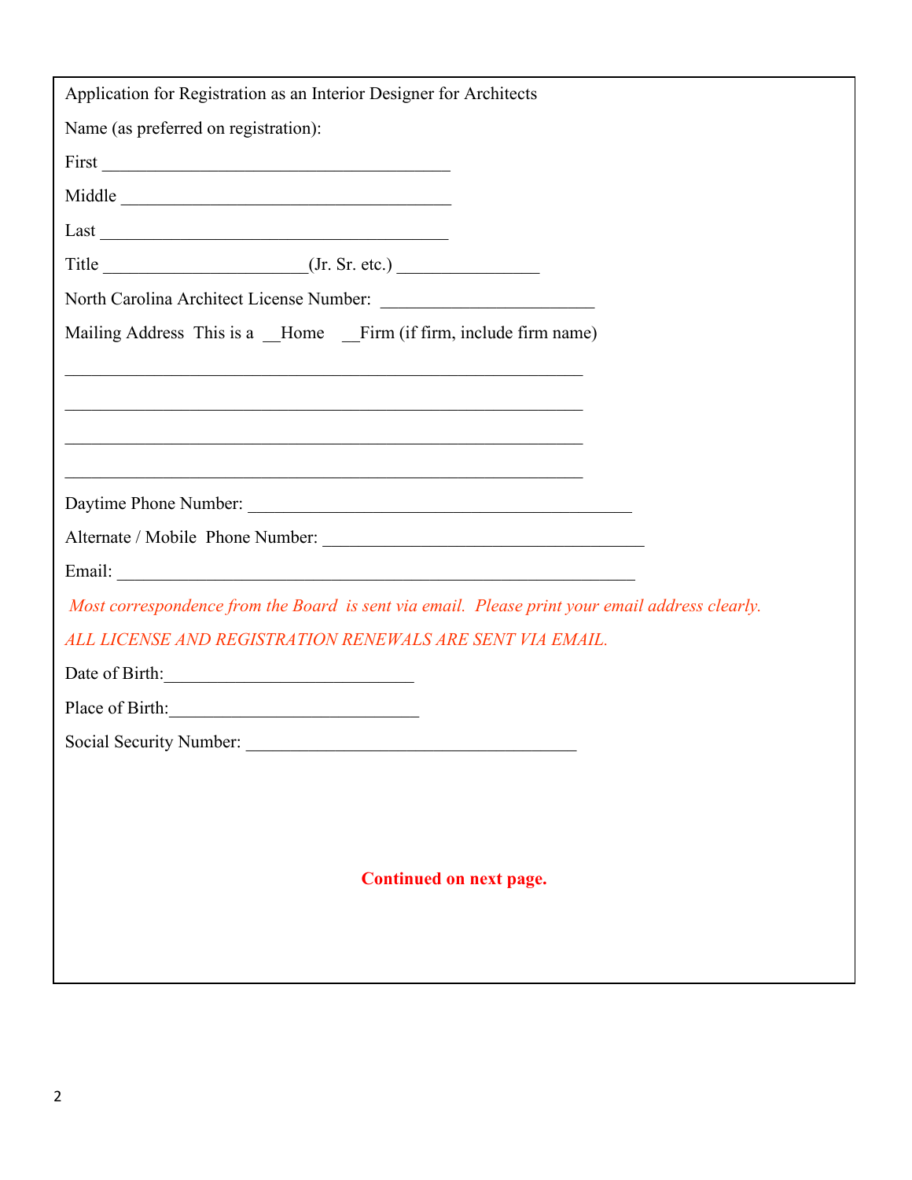Application for Registration as an Interior Designer for Architects

Name (as preferred on registration):

First ________________________________________

Middle ______________________________________

Last ________________________________________

Title _______________________(Jr. Sr. etc.) ________________

North Carolina Architect License Number: ________________________

Mailing Address This is a __Home __Firm (if firm, include firm name)

____________________________________________________________

____________________________________________________________

____________________________________________________________

____________________________________________________________

Daytime Phone Number: ____________________________________________

Alternate / Mobile Phone Number: _____________________________________

Email: ____________________________________________________________

*Most correspondence from the Board is sent via email. Please print your email address clearly.*

*ALL LICENSE AND REGISTRATION RENEWALS ARE SENT VIA EMAIL.*

Date of Birth:____________________________

Place of Birth:____________________________

Social Security Number: ______________________________________

**Continued on next page.**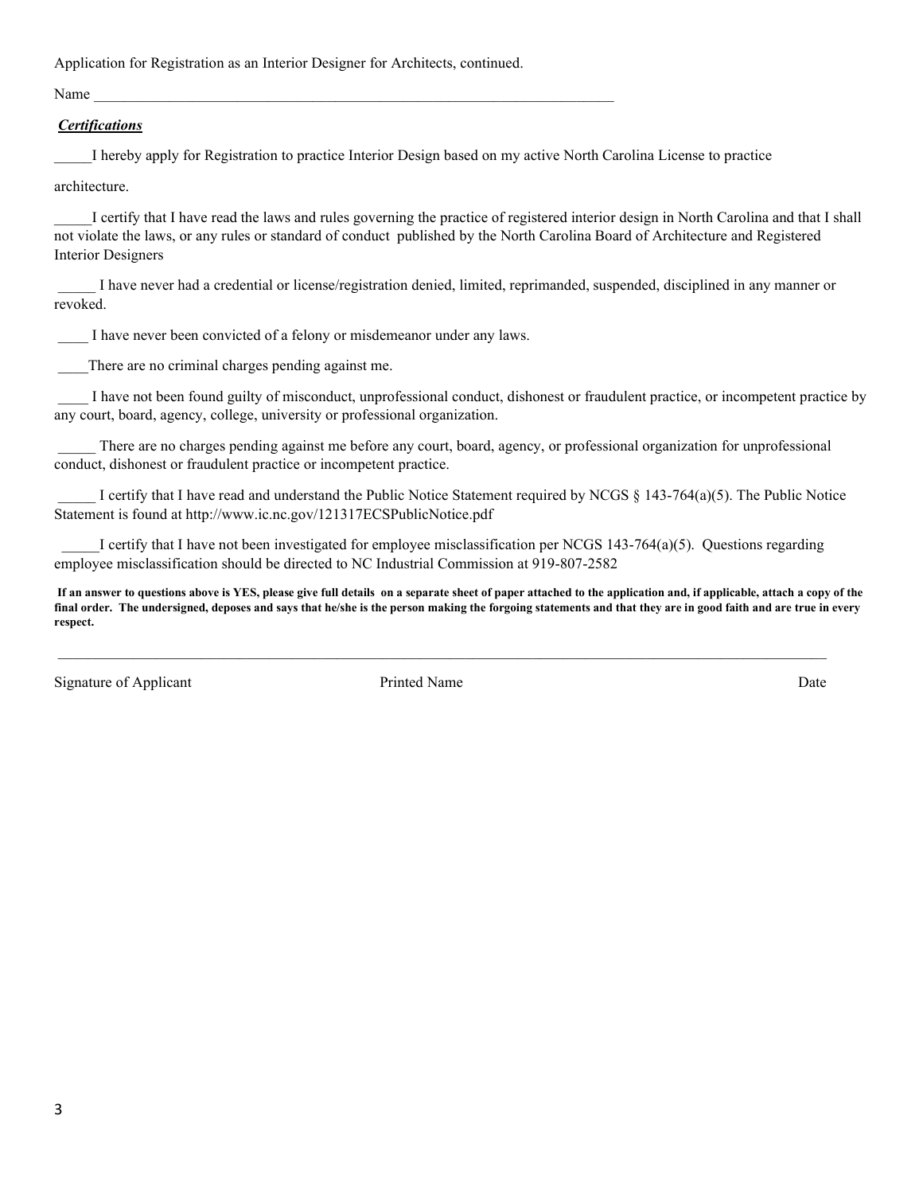Application for Registration as an Interior Designer for Architects, continued.

Name ___________________________________________________________________________

***Certifications***

_____I hereby apply for Registration to practice Interior Design based on my active North Carolina License to practice architecture.

_____I certify that I have read the laws and rules governing the practice of registered interior design in North Carolina and that I shall not violate the laws, or any rules or standard of conduct published by the North Carolina Board of Architecture and Registered Interior Designers

_____ I have never had a credential or license/registration denied, limited, reprimanded, suspended, disciplined in any manner or revoked.

____ I have never been convicted of a felony or misdemeanor under any laws.

____There are no criminal charges pending against me.

____ I have not been found guilty of misconduct, unprofessional conduct, dishonest or fraudulent practice, or incompetent practice by any court, board, agency, college, university or professional organization.

_____ There are no charges pending against me before any court, board, agency, or professional organization for unprofessional conduct, dishonest or fraudulent practice or incompetent practice.

_____ I certify that I have read and understand the Public Notice Statement required by NCGS § 143-764(a)(5). The Public Notice Statement is found at http://www.ic.nc.gov/121317ECSPublicNotice.pdf

_____I certify that I have not been investigated for employee misclassification per NCGS 143-764(a)(5). Questions regarding employee misclassification should be directed to NC Industrial Commission at 919-807-2582

**If an answer to questions above is YES, please give full details on a separate sheet of paper attached to the application and, if applicable, attach a copy of the final order. The undersigned, deposes and says that he/she is the person making the forgoing statements and that they are in good faith and are true in every respect.**

_______________________________________________________________________________________________

Signature of Applicant | Printed Name | Date